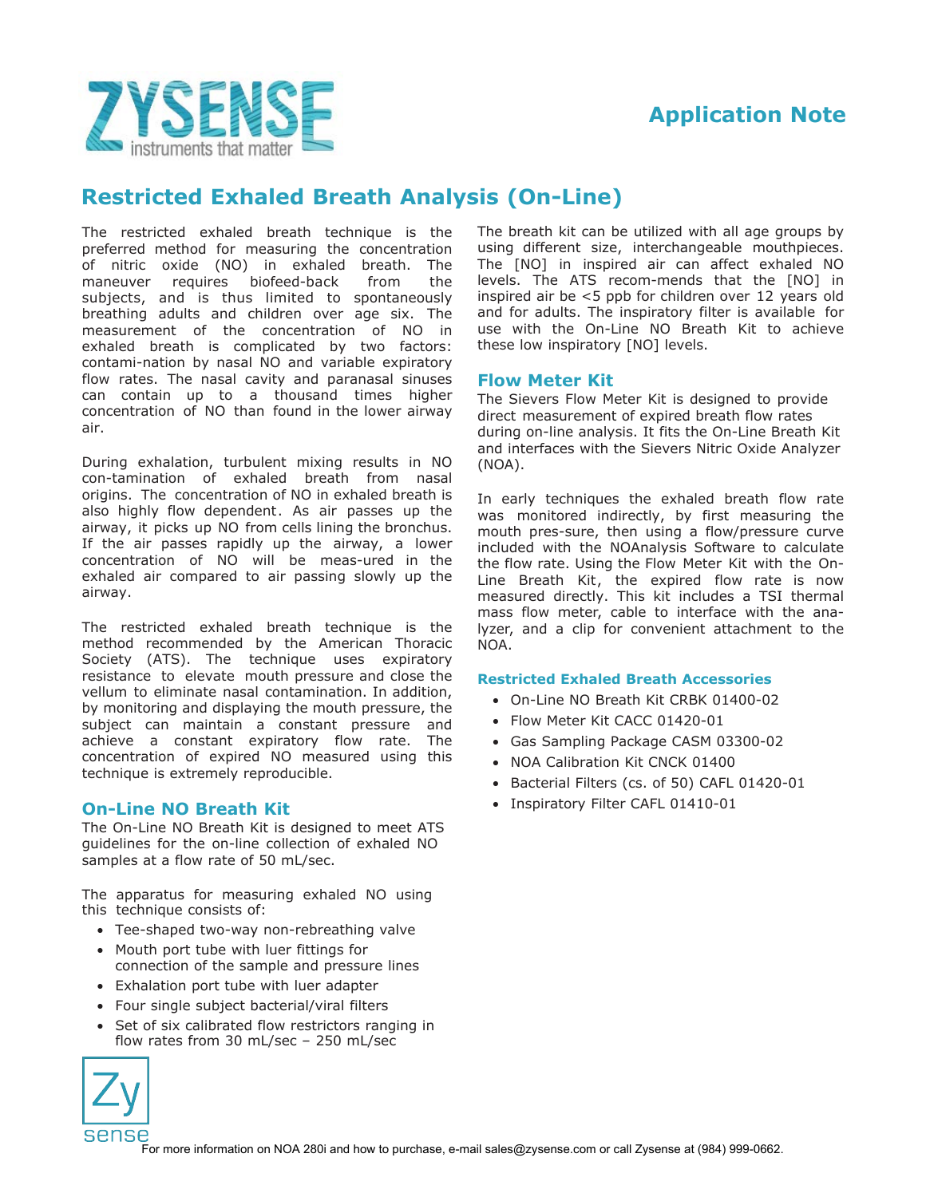# Application Note

## Restricted Exhaled Breath Analysis (On-Line)

The restricted exhaled breath technique is the preferred method for measuring the concentration of nitric oxide (NO) in exhaled breath. The maneuver requires biofeed-back from the subjects, and is thus limited to spontaneously breathing adults and children over age six. The measurement of the concentration of NO in exhaled breath is complicated by two factors: contami-nation by nasal NO and variable expiratory flow rates. The nasal cavity and paranasal sinuses can contain up to a thousand times higher concentration of NO than found in the lower airway air.

During exhalation, turbulent mixing results in NO con-tamination of exhaled breath from nasal origins. The concentration of NO in exhaled breath is also highly flow dependent. As air passes up the airway, it picks up NO from cells lining the bronchus. If the air passes rapidly up the airway, a lower concentration of NO will be meas-ured in the exhaled air compared to air passing slowly up the airway.

The restricted exhaled breath technique is the method recommended by the American Thoracic Society (ATS). The technique uses expiratory resistance to elevate mouth pressure and close the vellum to eliminate nasal contamination. In addition, by monitoring and displaying the mouth pressure, the subject can maintain a constant pressure and achieve a constant expiratory flow rate. The concentration of expired NO measured using this technique is extremely reproducible.

### On-Line NO Breath Kit

The On-Line NO Breath Kit is designed to meet ATS guidelines for the on-line collection of exhaled NO samples at a flow rate of 50 mL/sec.

The apparatus for measuring exhaled NO using this technique consists of:

- Tee-shaped two-way non-rebreathing valve
- Mouth port tube with luer fittings for connection of the sample and pressure lines
- Exhalation port tube with luer adapter
- Four single subject bacterial/viral filters
- Set of six calibrated flow restrictors ranging in flow rates from 30 mL/sec – 250 mL/sec

The breath kit can be utilized with all age groups by using different size, interchangeable mouthpieces. The [NO] in inspired air can affect exhaled NO levels. The ATS recom-mends that the [NO] in inspired air be <5 ppb for children over 12 years old and for adults. The inspiratory filter is available for use with the On-Line NO Breath Kit to achieve these low inspiratory [NO] levels.

### Flow Meter Kit

The Sievers Flow Meter Kit is designed to provide direct measurement of expired breath flow rates during on-line analysis. It fits the On-Line Breath Kit and interfaces with the Sievers Nitric Oxide Analyzer (NOA).

In early techniques the exhaled breath flow rate was monitored indirectly, by first measuring the mouth pres-sure, then using a flow/pressure curve included with the NOAnalysis Software to calculate the flow rate. Using the Flow Meter Kit with the On-Line Breath Kit, the expired flow rate is now measured directly. This kit includes a TSI thermal mass flow meter, cable to interface with the ana-lyzer, and a clip for convenient attachment to the NOA.

#### Restricted Exhaled Breath Accessories

- On-Line NO Breath Kit CRBK 01400-02
- Flow Meter Kit CACC 01420-01
- Gas Sampling Package CASM 03300-02
- NOA Calibration Kit CNCK 01400
- Bacterial Filters (cs. of 50) CAFL 01420-01
- Inspiratory Filter CAFL 01410-01

For more information on NOA 280i and how to purchase, e-mail sales@zysense.com or call Zysense at (984) 999-0662.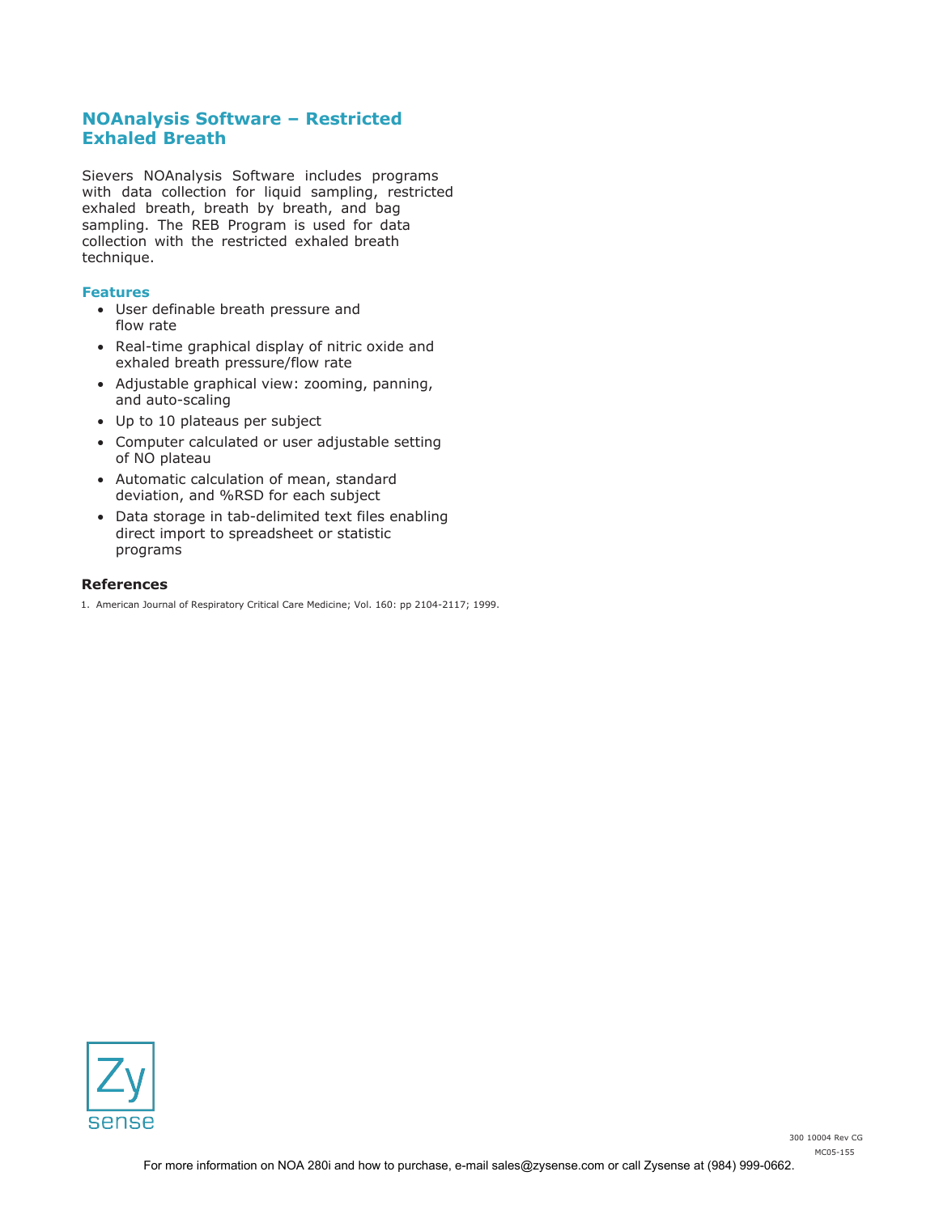## NOAnalysis Software – Restricted Exhaled Breath

Sievers NOAnalysis Software includes programs with data collection for liquid sampling, restricted exhaled breath, breath by breath, and bag sampling. The REB Program is used for data collection with the restricted exhaled breath technique.

### Features

- User definable breath pressure and flow rate
- Real-time graphical display of nitric oxide and exhaled breath pressure/flow rate
- Adjustable graphical view: zooming, panning, and auto-scaling
- Up to 10 plateaus per subject
- Computer calculated or user adjustable setting of NO plateau
- Automatic calculation of mean, standard deviation, and %RSD for each subject
- Data storage in tab-delimited text files enabling direct import to spreadsheet or statistic programs

### References

1. American Journal of Respiratory Critical Care Medicine; Vol. 160: pp 2104-2117; 1999.

300 10004 Rev CG

MC05-155

For more information on NOA 280i and how to purchase, e-mail sales@zysense.com or call Zysense at (984) 999-0662.